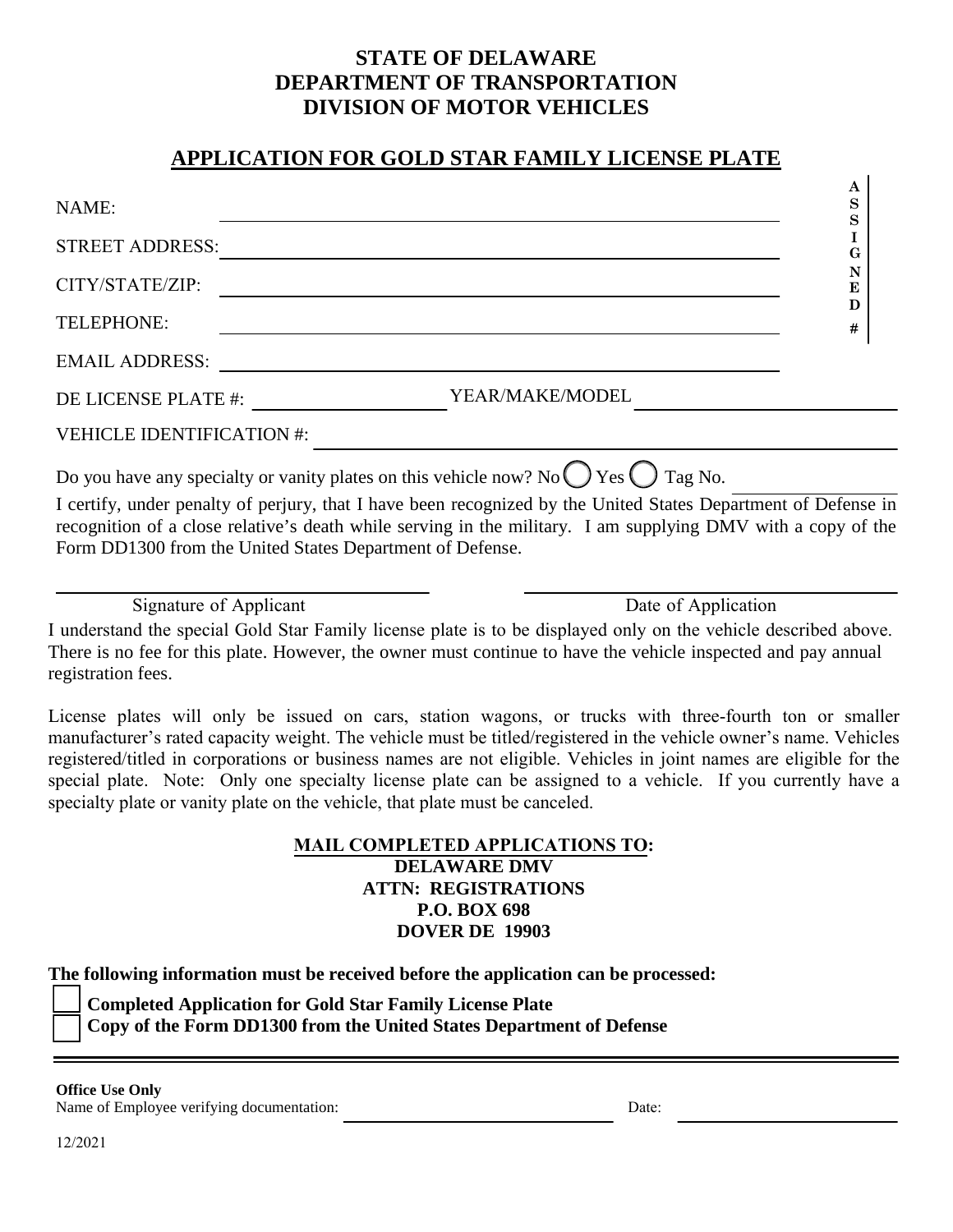# STATE OF DELAWARE
# DEPARTMENT OF TRANSPORTATION
# DIVISION OF MOTOR VEHICLES

## APPLICATION FOR GOLD STAR FAMILY LICENSE PLATE

NAME: ______________________________

STREET ADDRESS: ______________________________

CITY/STATE/ZIP: ______________________________

TELEPHONE: ______________________________

EMAIL ADDRESS: ______________________________

ASSIGNED #

DE LICENSE PLATE #: ____________ YEAR/MAKE/MODEL ____________

VEHICLE IDENTIFICATION #: ______________________________

Do you have any specialty or vanity plates on this vehicle now? No ◯ Yes ◯ Tag No. ____________

I certify, under penalty of perjury, that I have been recognized by the United States Department of Defense in recognition of a close relative's death while serving in the military. I am supplying DMV with a copy of the Form DD1300 from the United States Department of Defense.

______________________________ ______________________________
Signature of Applicant Date of Application

I understand the special Gold Star Family license plate is to be displayed only on the vehicle described above. There is no fee for this plate. However, the owner must continue to have the vehicle inspected and pay annual registration fees.

License plates will only be issued on cars, station wagons, or trucks with three-fourth ton or smaller manufacturer's rated capacity weight. The vehicle must be titled/registered in the vehicle owner's name. Vehicles registered/titled in corporations or business names are not eligible. Vehicles in joint names are eligible for the special plate. Note: Only one specialty license plate can be assigned to a vehicle. If you currently have a specialty plate or vanity plate on the vehicle, that plate must be canceled.

**MAIL COMPLETED APPLICATIONS TO:**
**DELAWARE DMV**
**ATTN: REGISTRATIONS**
**P.O. BOX 698**
**DOVER DE 19903**

**The following information must be received before the application can be processed:**

- [ ] **Completed Application for Gold Star Family License Plate**
- [ ] **Copy of the Form DD1300 from the United States Department of Defense**

---

**Office Use Only**
Name of Employee verifying documentation: ______________________________ Date: ____________

12/2021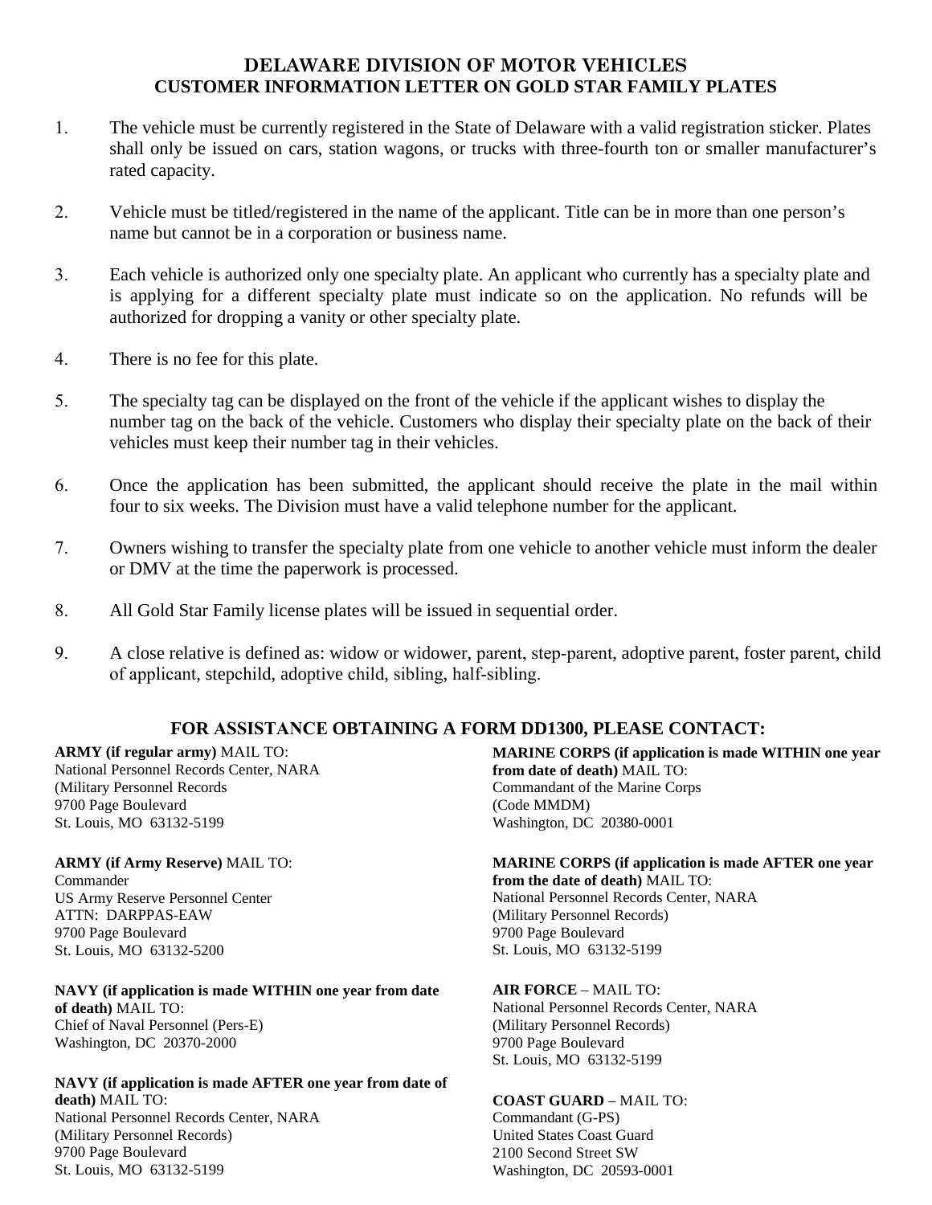# DELAWARE DIVISION OF MOTOR VEHICLES
## CUSTOMER INFORMATION LETTER ON GOLD STAR FAMILY PLATES

1. The vehicle must be currently registered in the State of Delaware with a valid registration sticker. Plates shall only be issued on cars, station wagons, or trucks with three-fourth ton or smaller manufacturer's rated capacity.

2. Vehicle must be titled/registered in the name of the applicant. Title can be in more than one person's name but cannot be in a corporation or business name.

3. Each vehicle is authorized only one specialty plate. An applicant who currently has a specialty plate and is applying for a different specialty plate must indicate so on the application. No refunds will be authorized for dropping a vanity or other specialty plate.

4. There is no fee for this plate.

5. The specialty tag can be displayed on the front of the vehicle if the applicant wishes to display the number tag on the back of the vehicle. Customers who display their specialty plate on the back of their vehicles must keep their number tag in their vehicles.

6. Once the application has been submitted, the applicant should receive the plate in the mail within four to six weeks. The Division must have a valid telephone number for the applicant.

7. Owners wishing to transfer the specialty plate from one vehicle to another vehicle must inform the dealer or DMV at the time the paperwork is processed.

8. All Gold Star Family license plates will be issued in sequential order.

9. A close relative is defined as: widow or widower, parent, step-parent, adoptive parent, foster parent, child of applicant, stepchild, adoptive child, sibling, half-sibling.

## FOR ASSISTANCE OBTAINING A FORM DD1300, PLEASE CONTACT:

**ARMY (if regular army)** MAIL TO:
National Personnel Records Center, NARA
(Military Personnel Records)
9700 Page Boulevard
St. Louis, MO 63132-5199

**ARMY (if Army Reserve)** MAIL TO:
Commander
US Army Reserve Personnel Center
ATTN: DARPPAS-EAW
9700 Page Boulevard
St. Louis, MO 63132-5200

**NAVY (if application is made WITHIN one year from date of death)** MAIL TO:
Chief of Naval Personnel (Pers-E)
Washington, DC 20370-2000

**NAVY (if application is made AFTER one year from date of death)** MAIL TO:
National Personnel Records Center, NARA
(Military Personnel Records)
9700 Page Boulevard
St. Louis, MO 63132-5199

**MARINE CORPS (if application is made WITHIN one year from date of death)** MAIL TO:
Commandant of the Marine Corps
(Code MMDM)
Washington, DC 20380-0001

**MARINE CORPS (if application is made AFTER one year from the date of death)** MAIL TO:
National Personnel Records Center, NARA
(Military Personnel Records)
9700 Page Boulevard
St. Louis, MO 63132-5199

**AIR FORCE** – MAIL TO:
National Personnel Records Center, NARA
(Military Personnel Records)
9700 Page Boulevard
St. Louis, MO 63132-5199

**COAST GUARD** – MAIL TO:
Commandant (G-PS)
United States Coast Guard
2100 Second Street SW
Washington, DC 20593-0001